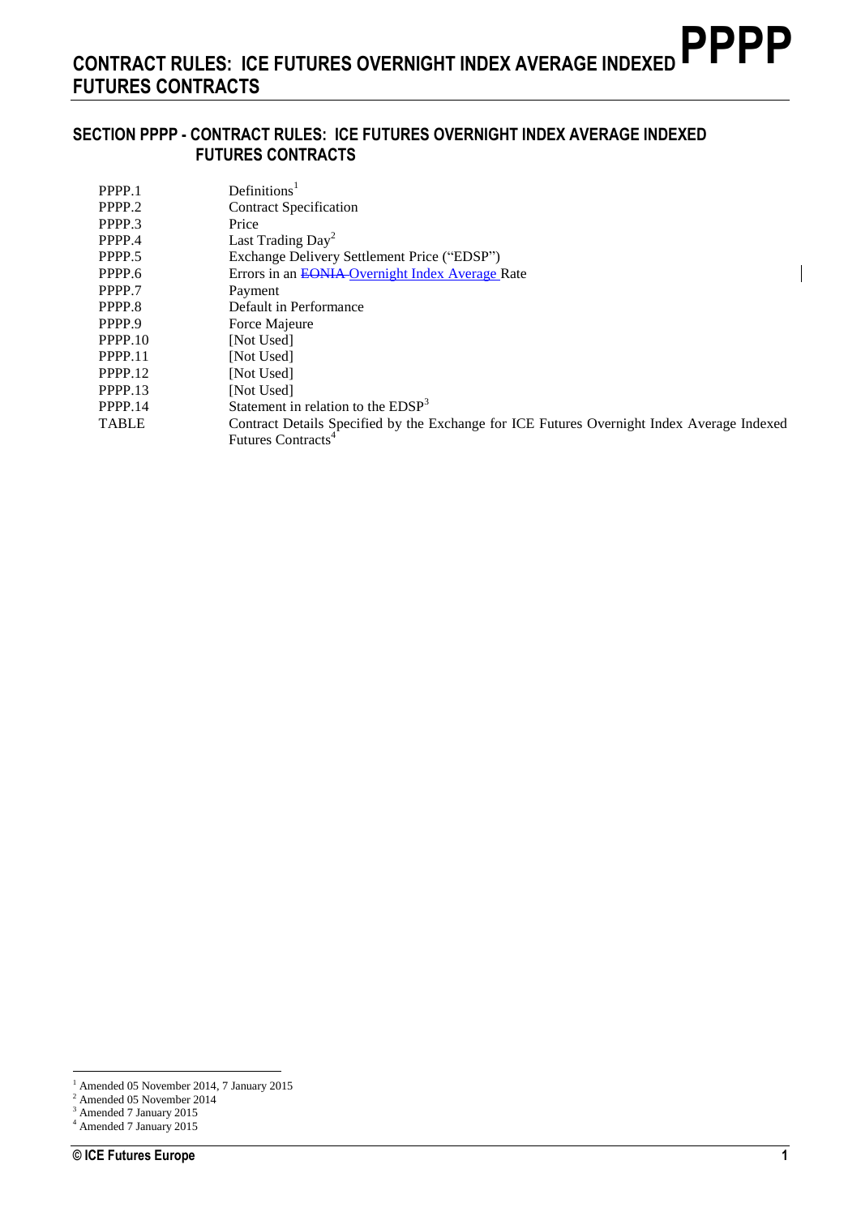## SECTION PPPP - CONTRACT RULES: ICE FUTURES OVERNIGHT INDEX AVERAGE INDEXED FUTURES CONTRACTS

| | |
|---|---|
| PPPP.1 | Definitions[1] |
| PPPP.2 | Contract Specification |
| PPPP.3 | Price |
| PPPP.4 | Last Trading Day[2] |
| PPPP.5 | Exchange Delivery Settlement Price ("EDSP") |
| PPPP.6 | Errors in an ~~EONIA~~ Overnight Index Average Rate |
| PPPP.7 | Payment |
| PPPP.8 | Default in Performance |
| PPPP.9 | Force Majeure |
| PPPP.10 | [Not Used] |
| PPPP.11 | [Not Used] |
| PPPP.12 | [Not Used] |
| PPPP.13 | [Not Used] |
| PPPP.14 | Statement in relation to the EDSP[3] |
| TABLE | Contract Details Specified by the Exchange for ICE Futures Overnight Index Average Indexed Futures Contracts[4] |

[1] Amended 05 November 2014, 7 January 2015
[2] Amended 05 November 2014
[3] Amended 7 January 2015
[4] Amended 7 January 2015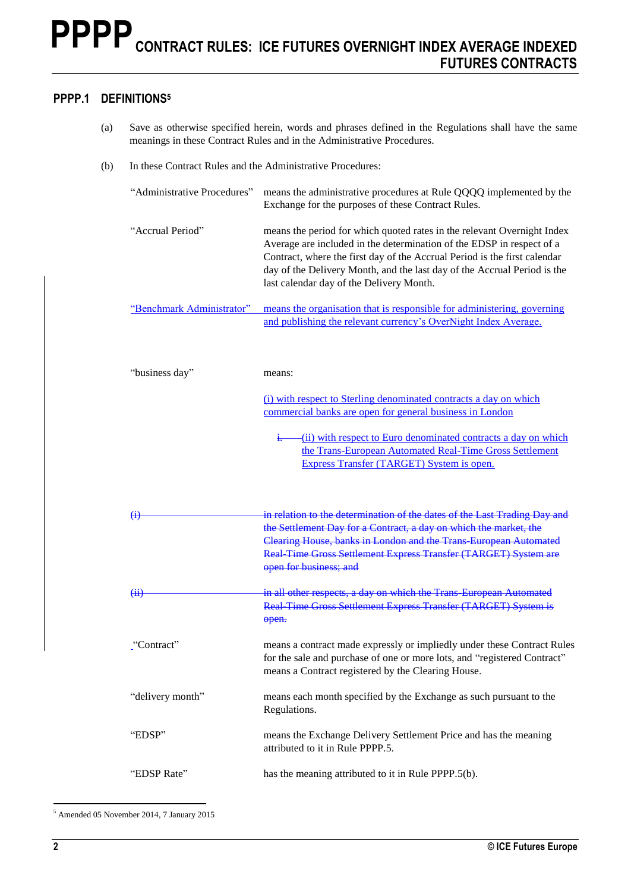# PPPP CONTRACT RULES: ICE FUTURES OVERNIGHT INDEX AVERAGE INDEXED FUTURES CONTRACTS

## PPPP.1 DEFINITIONS[5]

(a) Save as otherwise specified herein, words and phrases defined in the Regulations shall have the same meanings in these Contract Rules and in the Administrative Procedures.

(b) In these Contract Rules and the Administrative Procedures:

"Administrative Procedures" means the administrative procedures at Rule QQQQ implemented by the Exchange for the purposes of these Contract Rules.

"Accrual Period" means the period for which quoted rates in the relevant Overnight Index Average are included in the determination of the EDSP in respect of a Contract, where the first day of the Accrual Period is the first calendar day of the Delivery Month, and the last day of the Accrual Period is the last calendar day of the Delivery Month.

"Benchmark Administrator" means the organisation that is responsible for administering, governing and publishing the relevant currency's OverNight Index Average.

"business day" means:

(i) with respect to Sterling denominated contracts a day on which commercial banks are open for general business in London

~~i.~~ (ii) with respect to Euro denominated contracts a day on which the Trans-European Automated Real-Time Gross Settlement Express Transfer (TARGET) System is open.

~~(i) in relation to the determination of the dates of the Last Trading Day and the Settlement Day for a Contract, a day on which the market, the Clearing House, banks in London and the Trans-European Automated Real-Time Gross Settlement Express Transfer (TARGET) System are open for business; and~~

~~(ii) in all other respects, a day on which the Trans-European Automated Real-Time Gross Settlement Express Transfer (TARGET) System is open.~~

"Contract" means a contract made expressly or impliedly under these Contract Rules for the sale and purchase of one or more lots, and "registered Contract" means a Contract registered by the Clearing House.

"delivery month" means each month specified by the Exchange as such pursuant to the Regulations.

"EDSP" means the Exchange Delivery Settlement Price and has the meaning attributed to it in Rule PPPP.5.

"EDSP Rate" has the meaning attributed to it in Rule PPPP.5(b).

[5] Amended 05 November 2014, 7 January 2015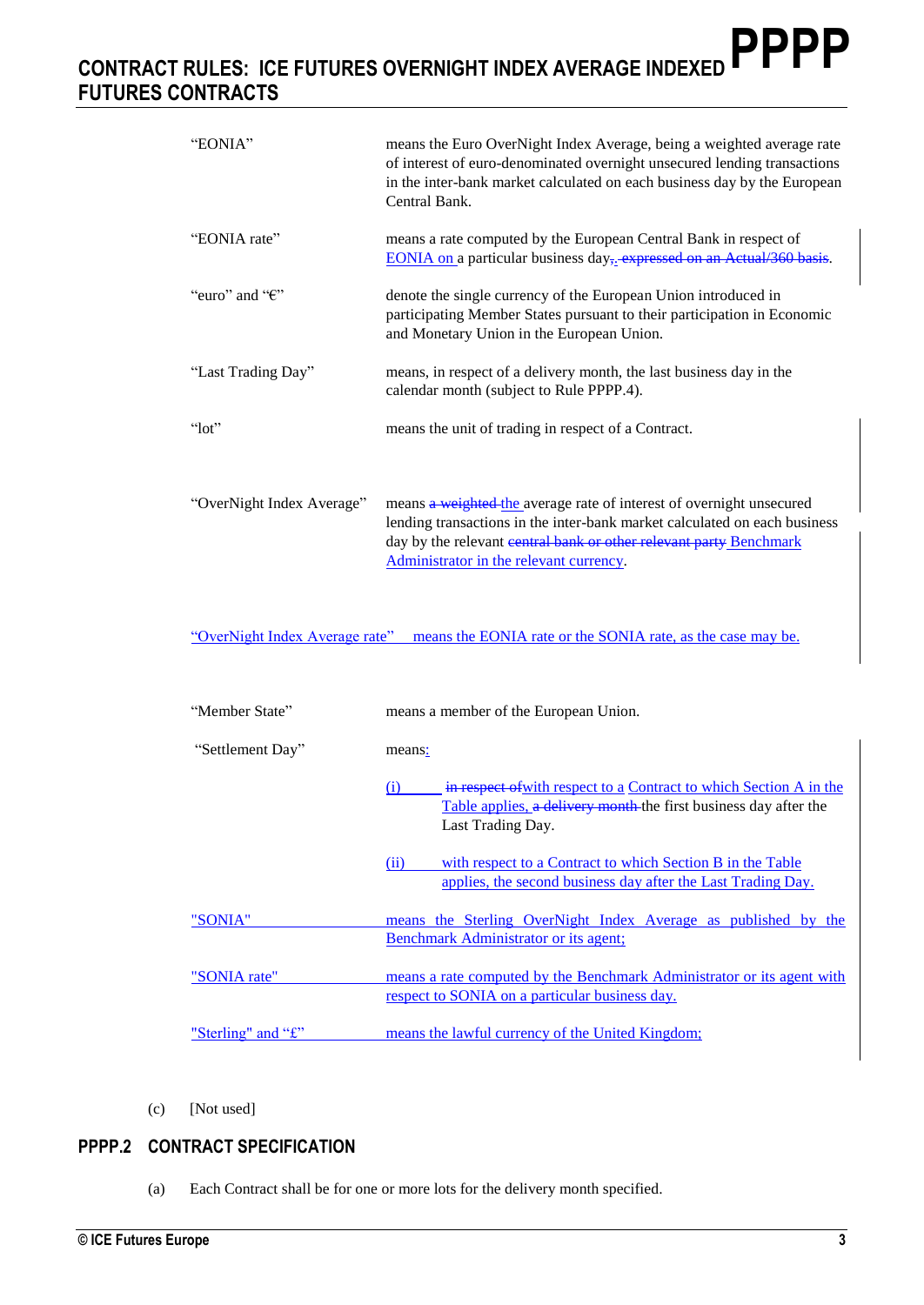| | |
|---|---|
| "EONIA" | means the Euro OverNight Index Average, being a weighted average rate of interest of euro-denominated overnight unsecured lending transactions in the inter-bank market calculated on each business day by the European Central Bank. |
| "EONIA rate" | means a rate computed by the European Central Bank in respect of EONIA on a particular business day, expressed on an Actual/360 basis. |
| "euro" and "€" | denote the single currency of the European Union introduced in participating Member States pursuant to their participation in Economic and Monetary Union in the European Union. |
| "Last Trading Day" | means, in respect of a delivery month, the last business day in the calendar month (subject to Rule PPPP.4). |
| "lot" | means the unit of trading in respect of a Contract. |
| "OverNight Index Average" | means a weighted the average rate of interest of overnight unsecured lending transactions in the inter-bank market calculated on each business day by the relevant central bank or other relevant party Benchmark Administrator in the relevant currency. |
| "OverNight Index Average rate" | means the EONIA rate or the SONIA rate, as the case may be. |
| "Member State" | means a member of the European Union. |
| "Settlement Day" | means:<br>(i) in respect ofwith respect to a Contract to which Section A in the Table applies, a delivery month the first business day after the Last Trading Day.<br>(ii) with respect to a Contract to which Section B in the Table applies, the second business day after the Last Trading Day. |
| "SONIA" | means the Sterling OverNight Index Average as published by the Benchmark Administrator or its agent; |
| "SONIA rate" | means a rate computed by the Benchmark Administrator or its agent with respect to SONIA on a particular business day. |
| "Sterling" and "£" | means the lawful currency of the United Kingdom; |

(c) [Not used]

## PPPP.2 CONTRACT SPECIFICATION

(a) Each Contract shall be for one or more lots for the delivery month specified.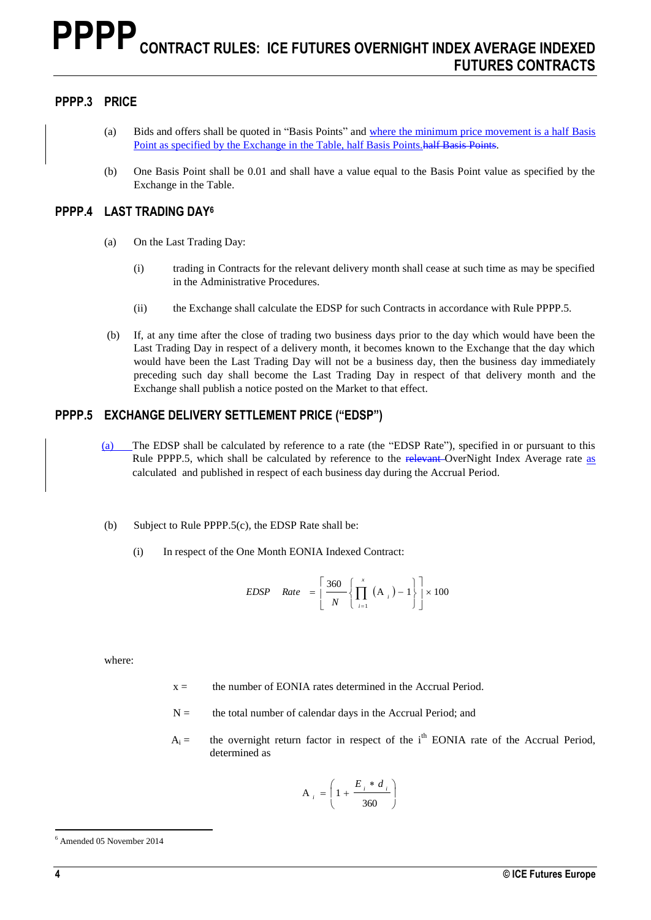## PPPP.3 PRICE

(a) Bids and offers shall be quoted in "Basis Points" and where the minimum price movement is a half Basis Point as specified by the Exchange in the Table, half Basis Points.~~half Basis Points~~.

(b) One Basis Point shall be 0.01 and shall have a value equal to the Basis Point value as specified by the Exchange in the Table.

## PPPP.4 LAST TRADING DAY[6]

(a) On the Last Trading Day:

(i) trading in Contracts for the relevant delivery month shall cease at such time as may be specified in the Administrative Procedures.

(ii) the Exchange shall calculate the EDSP for such Contracts in accordance with Rule PPPP.5.

(b) If, at any time after the close of trading two business days prior to the day which would have been the Last Trading Day in respect of a delivery month, it becomes known to the Exchange that the day which would have been the Last Trading Day will not be a business day, then the business day immediately preceding such day shall become the Last Trading Day in respect of that delivery month and the Exchange shall publish a notice posted on the Market to that effect.

## PPPP.5 EXCHANGE DELIVERY SETTLEMENT PRICE ("EDSP")

(a) The EDSP shall be calculated by reference to a rate (the "EDSP Rate"), specified in or pursuant to this Rule PPPP.5, which shall be calculated by reference to the ~~relevant~~ OverNight Index Average rate as calculated and published in respect of each business day during the Accrual Period.

(b) Subject to Rule PPPP.5(c), the EDSP Rate shall be:

(i) In respect of the One Month EONIA Indexed Contract:

$$EDSP \quad Rate = \left[ \frac{360}{N} \left\{ \prod_{i=1}^{x} (\mathrm{A}_i) - 1 \right\} \right] \times 100$$

where:

$x =$ the number of EONIA rates determined in the Accrual Period.

$N =$ the total number of calendar days in the Accrual Period; and

$A_i =$ the overnight return factor in respect of the $i^{th}$ EONIA rate of the Accrual Period, determined as

$$\mathrm{A}_i = \left( 1 + \frac{E_i * d_i}{360} \right)$$

---

[6] Amended 05 November 2014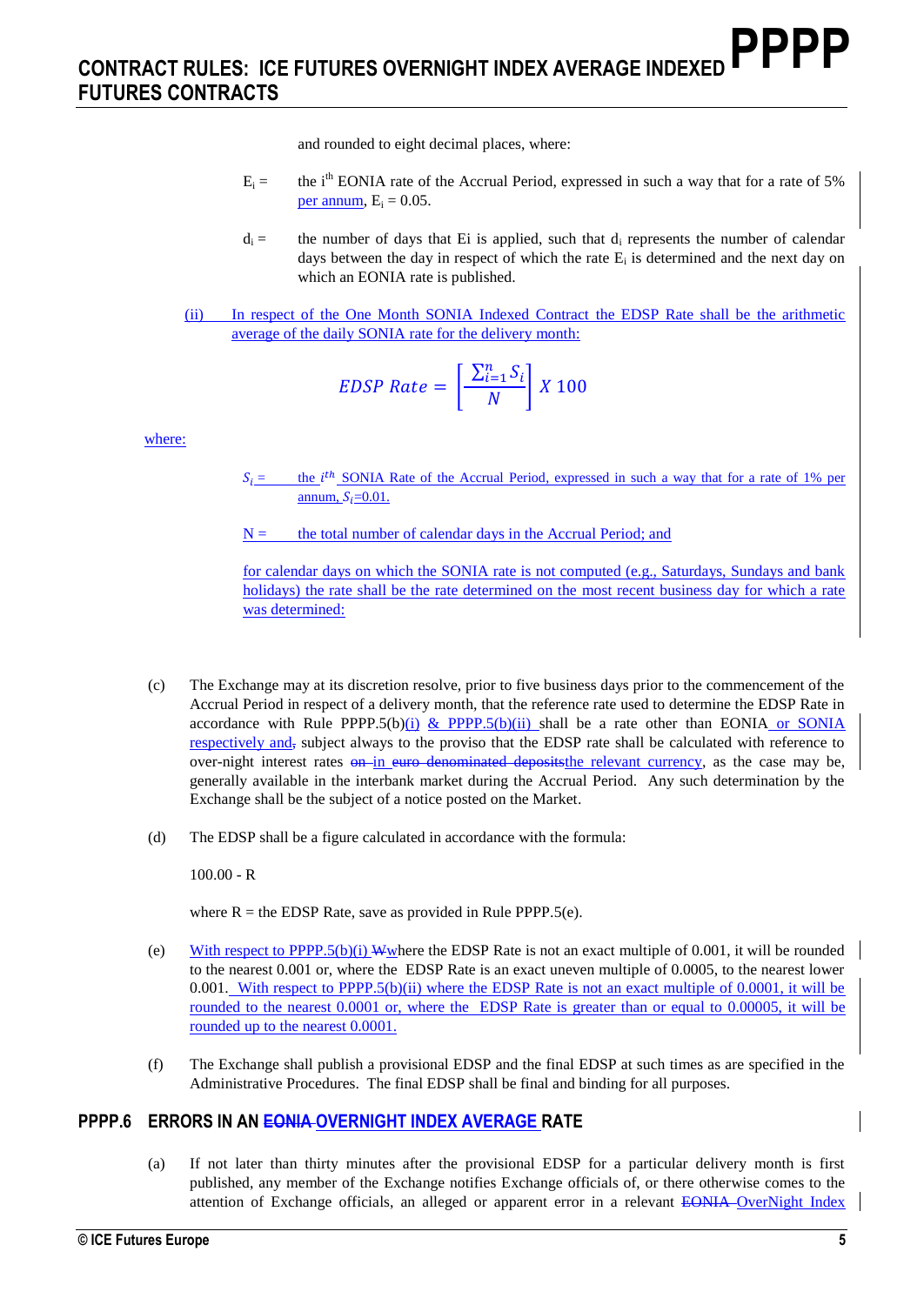and rounded to eight decimal places, where:

$E_i$ = the i[th] EONIA rate of the Accrual Period, expressed in such a way that for a rate of 5% per annum, $E_i = 0.05$.

$d_i$ = the number of days that Ei is applied, such that $d_i$ represents the number of calendar days between the day in respect of which the rate $E_i$ is determined and the next day on which an EONIA rate is published.

(ii) In respect of the One Month SONIA Indexed Contract the EDSP Rate shall be the arithmetic average of the daily SONIA rate for the delivery month:

$$EDSP\ Rate = \left[\frac{\sum_{i=1}^{n} S_i}{N}\right] X\ 100$$

where:

$S_i$ = the $i^{th}$ SONIA Rate of the Accrual Period, expressed in such a way that for a rate of 1% per annum, $S_i$=0.01.

N = the total number of calendar days in the Accrual Period; and

for calendar days on which the SONIA rate is not computed (e.g., Saturdays, Sundays and bank holidays) the rate shall be the rate determined on the most recent business day for which a rate was determined:

(c) The Exchange may at its discretion resolve, prior to five business days prior to the commencement of the Accrual Period in respect of a delivery month, that the reference rate used to determine the EDSP Rate in accordance with Rule PPPP.5(b)(i) & PPPP.5(b)(ii) shall be a rate other than EONIA or SONIA respectively and~~,~~ subject always to the proviso that the EDSP rate shall be calculated with reference to over-night interest rates ~~on~~ in ~~euro denominated deposits~~the relevant currency, as the case may be, generally available in the interbank market during the Accrual Period. Any such determination by the Exchange shall be the subject of a notice posted on the Market.

(d) The EDSP shall be a figure calculated in accordance with the formula:

100.00 - R

where R = the EDSP Rate, save as provided in Rule PPPP.5(e).

(e) With respect to PPPP.5(b)(i) ~~W~~where the EDSP Rate is not an exact multiple of 0.001, it will be rounded to the nearest 0.001 or, where the EDSP Rate is an exact uneven multiple of 0.0005, to the nearest lower 0.001. With respect to PPPP.5(b)(ii) where the EDSP Rate is not an exact multiple of 0.0001, it will be rounded to the nearest 0.0001 or, where the EDSP Rate is greater than or equal to 0.00005, it will be rounded up to the nearest 0.0001.

(f) The Exchange shall publish a provisional EDSP and the final EDSP at such times as are specified in the Administrative Procedures. The final EDSP shall be final and binding for all purposes.

## PPPP.6 ERRORS IN AN ~~EONIA~~ OVERNIGHT INDEX AVERAGE RATE

(a) If not later than thirty minutes after the provisional EDSP for a particular delivery month is first published, any member of the Exchange notifies Exchange officials of, or there otherwise comes to the attention of Exchange officials, an alleged or apparent error in a relevant ~~EONIA~~ OverNight Index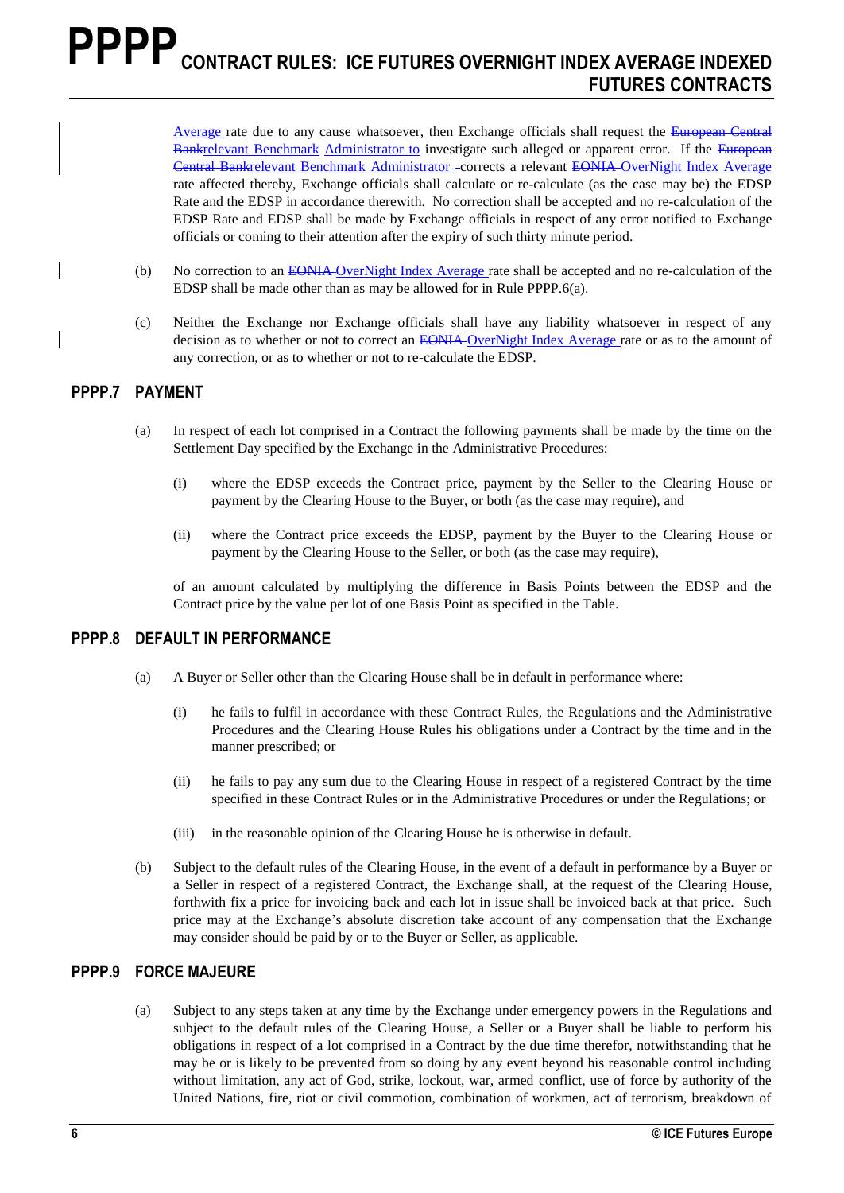Average rate due to any cause whatsoever, then Exchange officials shall request the ~~European Central Bank~~relevant Benchmark Administrator to investigate such alleged or apparent error. If the ~~European Central Bank~~relevant Benchmark Administrator corrects a relevant ~~EONIA~~ OverNight Index Average rate affected thereby, Exchange officials shall calculate or re-calculate (as the case may be) the EDSP Rate and the EDSP in accordance therewith. No correction shall be accepted and no re-calculation of the EDSP Rate and EDSP shall be made by Exchange officials in respect of any error notified to Exchange officials or coming to their attention after the expiry of such thirty minute period.

(b) No correction to an ~~EONIA~~ OverNight Index Average rate shall be accepted and no re-calculation of the EDSP shall be made other than as may be allowed for in Rule PPPP.6(a).

(c) Neither the Exchange nor Exchange officials shall have any liability whatsoever in respect of any decision as to whether or not to correct an ~~EONIA~~ OverNight Index Average rate or as to the amount of any correction, or as to whether or not to re-calculate the EDSP.

## PPPP.7 PAYMENT

(a) In respect of each lot comprised in a Contract the following payments shall be made by the time on the Settlement Day specified by the Exchange in the Administrative Procedures:

(i) where the EDSP exceeds the Contract price, payment by the Seller to the Clearing House or payment by the Clearing House to the Buyer, or both (as the case may require), and

(ii) where the Contract price exceeds the EDSP, payment by the Buyer to the Clearing House or payment by the Clearing House to the Seller, or both (as the case may require),

of an amount calculated by multiplying the difference in Basis Points between the EDSP and the Contract price by the value per lot of one Basis Point as specified in the Table.

## PPPP.8 DEFAULT IN PERFORMANCE

(a) A Buyer or Seller other than the Clearing House shall be in default in performance where:

(i) he fails to fulfil in accordance with these Contract Rules, the Regulations and the Administrative Procedures and the Clearing House Rules his obligations under a Contract by the time and in the manner prescribed; or

(ii) he fails to pay any sum due to the Clearing House in respect of a registered Contract by the time specified in these Contract Rules or in the Administrative Procedures or under the Regulations; or

(iii) in the reasonable opinion of the Clearing House he is otherwise in default.

(b) Subject to the default rules of the Clearing House, in the event of a default in performance by a Buyer or a Seller in respect of a registered Contract, the Exchange shall, at the request of the Clearing House, forthwith fix a price for invoicing back and each lot in issue shall be invoiced back at that price. Such price may at the Exchange's absolute discretion take account of any compensation that the Exchange may consider should be paid by or to the Buyer or Seller, as applicable.

## PPPP.9 FORCE MAJEURE

(a) Subject to any steps taken at any time by the Exchange under emergency powers in the Regulations and subject to the default rules of the Clearing House, a Seller or a Buyer shall be liable to perform his obligations in respect of a lot comprised in a Contract by the due time therefor, notwithstanding that he may be or is likely to be prevented from so doing by any event beyond his reasonable control including without limitation, any act of God, strike, lockout, war, armed conflict, use of force by authority of the United Nations, fire, riot or civil commotion, combination of workmen, act of terrorism, breakdown of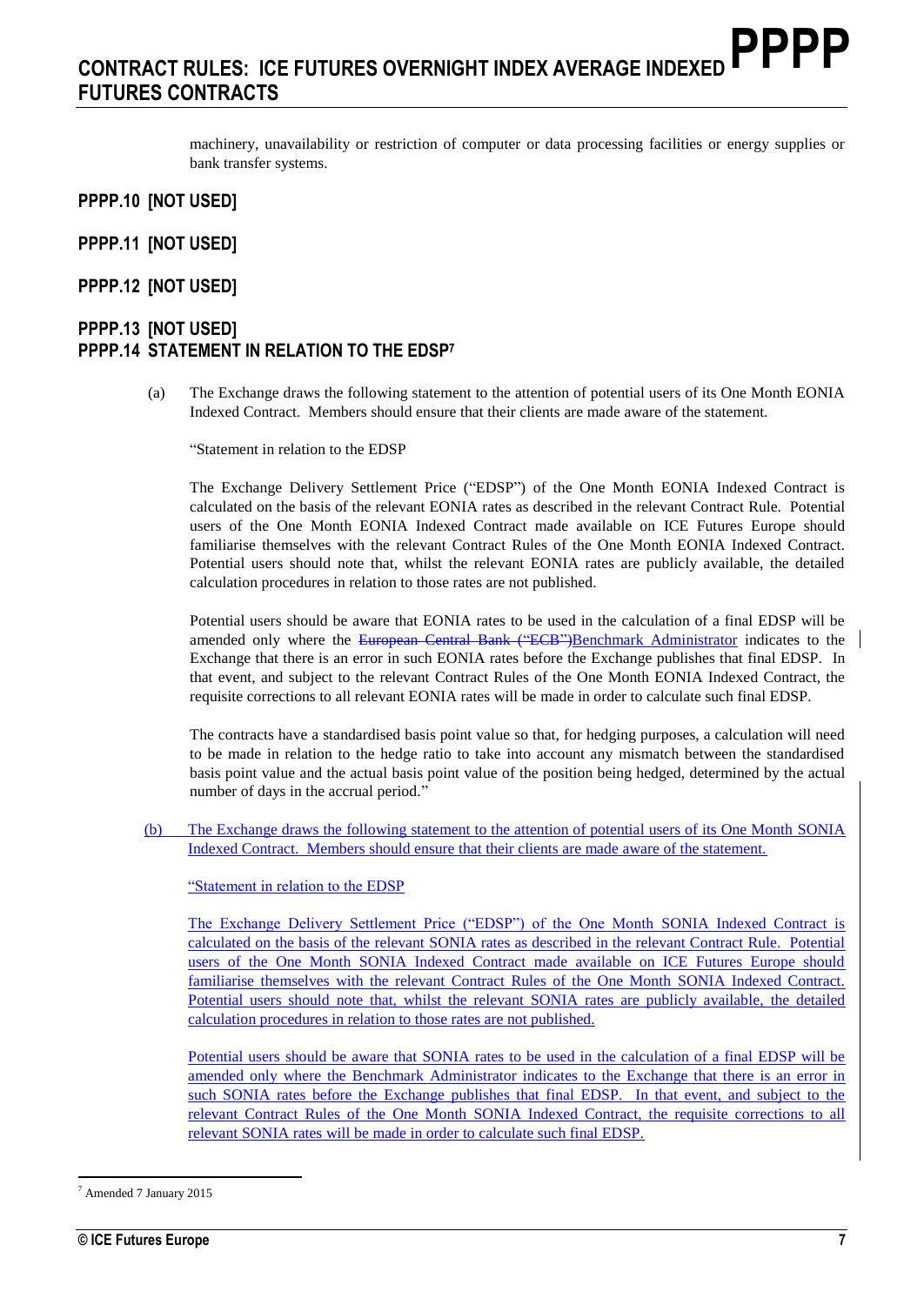machinery, unavailability or restriction of computer or data processing facilities or energy supplies or bank transfer systems.

## PPPP.10 [NOT USED]

## PPPP.11 [NOT USED]

## PPPP.12 [NOT USED]

## PPPP.13 [NOT USED]

## PPPP.14 STATEMENT IN RELATION TO THE EDSP[7]

(a) The Exchange draws the following statement to the attention of potential users of its One Month EONIA Indexed Contract. Members should ensure that their clients are made aware of the statement.

"Statement in relation to the EDSP

The Exchange Delivery Settlement Price ("EDSP") of the One Month EONIA Indexed Contract is calculated on the basis of the relevant EONIA rates as described in the relevant Contract Rule. Potential users of the One Month EONIA Indexed Contract made available on ICE Futures Europe should familiarise themselves with the relevant Contract Rules of the One Month EONIA Indexed Contract. Potential users should note that, whilst the relevant EONIA rates are publicly available, the detailed calculation procedures in relation to those rates are not published.

Potential users should be aware that EONIA rates to be used in the calculation of a final EDSP will be amended only where the ~~European Central Bank ("ECB")~~Benchmark Administrator indicates to the Exchange that there is an error in such EONIA rates before the Exchange publishes that final EDSP. In that event, and subject to the relevant Contract Rules of the One Month EONIA Indexed Contract, the requisite corrections to all relevant EONIA rates will be made in order to calculate such final EDSP.

The contracts have a standardised basis point value so that, for hedging purposes, a calculation will need to be made in relation to the hedge ratio to take into account any mismatch between the standardised basis point value and the actual basis point value of the position being hedged, determined by the actual number of days in the accrual period."

(b) The Exchange draws the following statement to the attention of potential users of its One Month SONIA Indexed Contract. Members should ensure that their clients are made aware of the statement.

"Statement in relation to the EDSP

The Exchange Delivery Settlement Price ("EDSP") of the One Month SONIA Indexed Contract is calculated on the basis of the relevant SONIA rates as described in the relevant Contract Rule. Potential users of the One Month SONIA Indexed Contract made available on ICE Futures Europe should familiarise themselves with the relevant Contract Rules of the One Month SONIA Indexed Contract. Potential users should note that, whilst the relevant SONIA rates are publicly available, the detailed calculation procedures in relation to those rates are not published.

Potential users should be aware that SONIA rates to be used in the calculation of a final EDSP will be amended only where the Benchmark Administrator indicates to the Exchange that there is an error in such SONIA rates before the Exchange publishes that final EDSP. In that event, and subject to the relevant Contract Rules of the One Month SONIA Indexed Contract, the requisite corrections to all relevant SONIA rates will be made in order to calculate such final EDSP.

---

[7] Amended 7 January 2015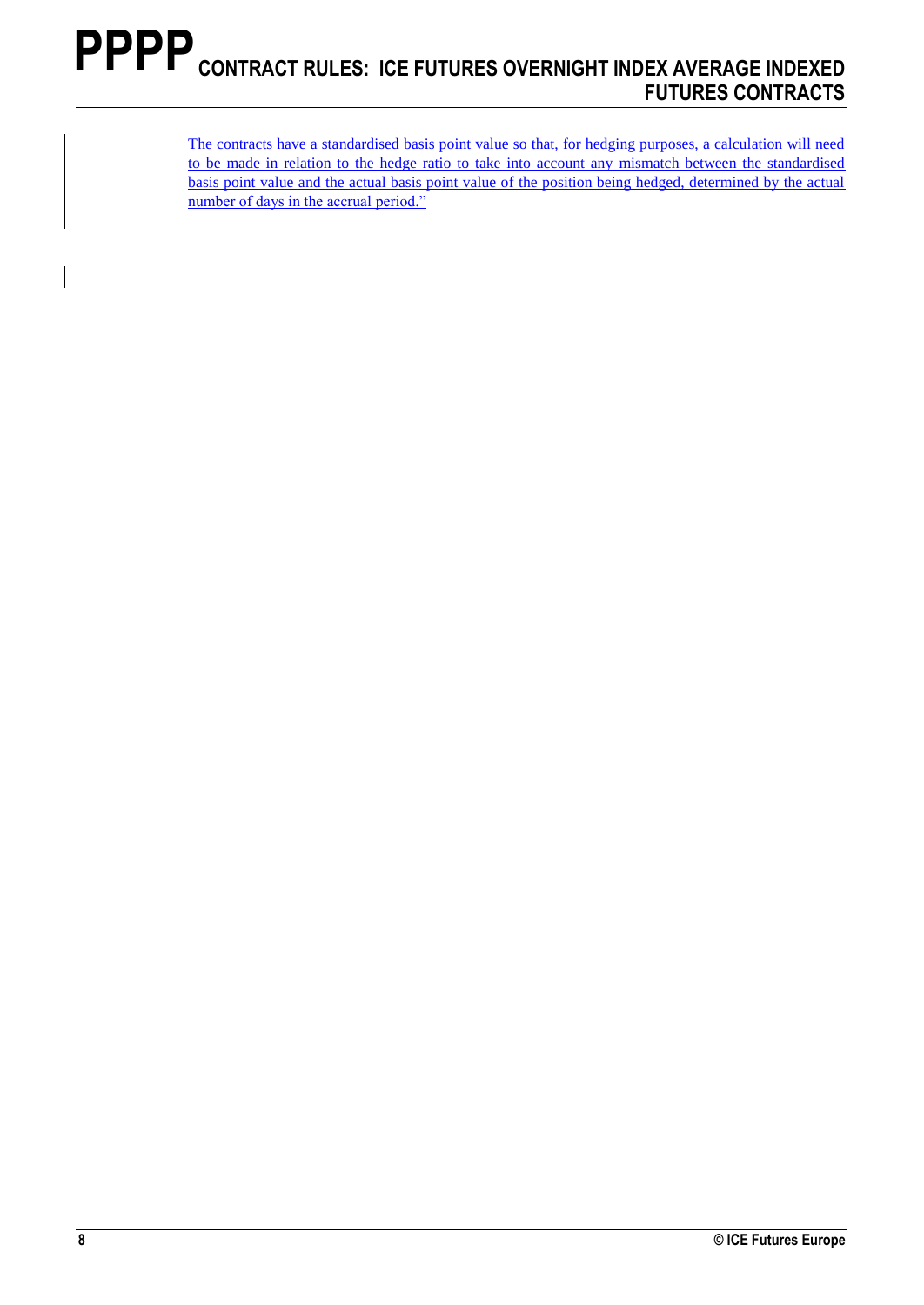The contracts have a standardised basis point value so that, for hedging purposes, a calculation will need to be made in relation to the hedge ratio to take into account any mismatch between the standardised basis point value and the actual basis point value of the position being hedged, determined by the actual number of days in the accrual period."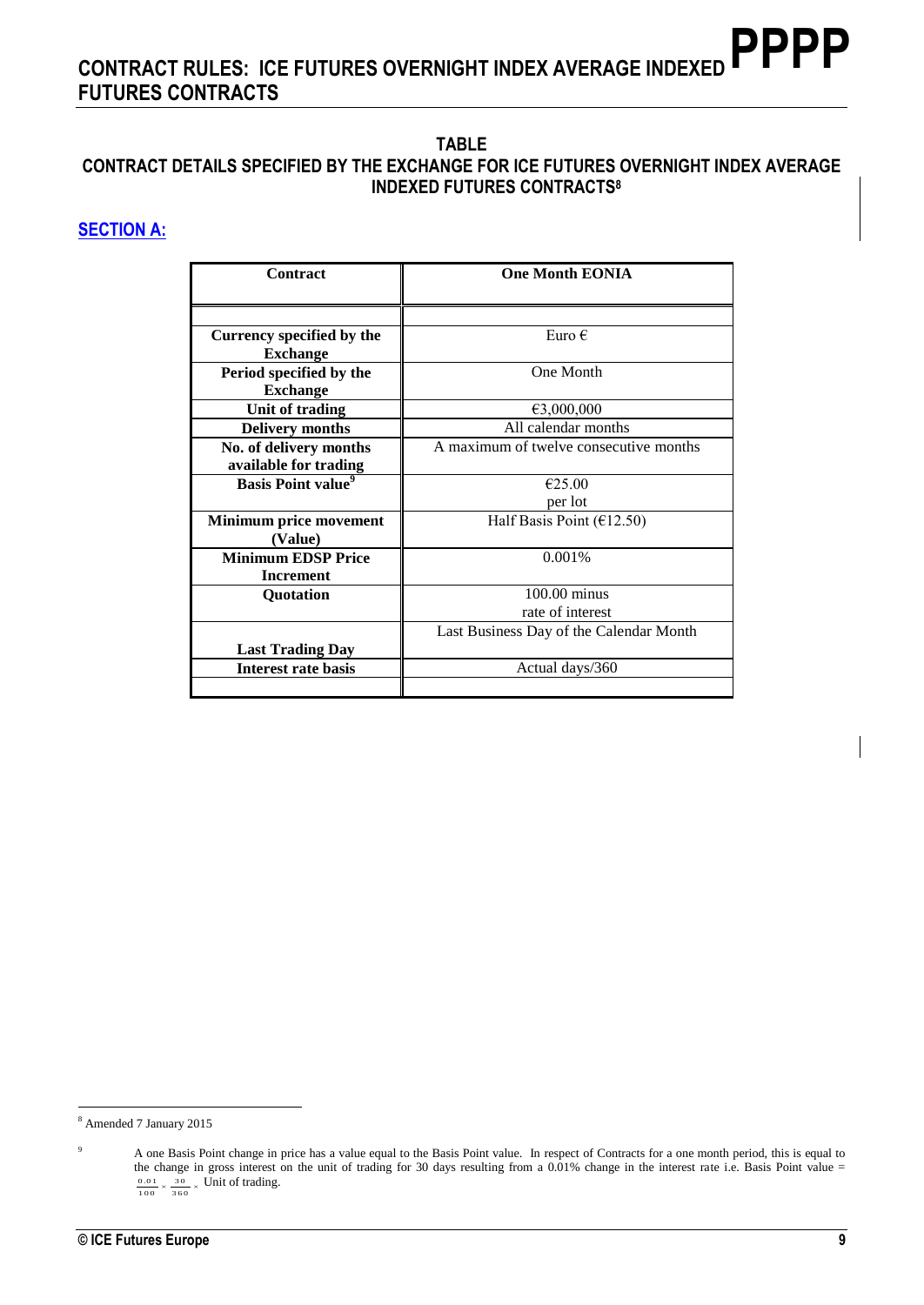## TABLE

## CONTRACT DETAILS SPECIFIED BY THE EXCHANGE FOR ICE FUTURES OVERNIGHT INDEX AVERAGE INDEXED FUTURES CONTRACTS[8]

### SECTION A:

| Contract | One Month EONIA |
|---|---|
| | |
| Currency specified by the Exchange | Euro € |
| Period specified by the Exchange | One Month |
| Unit of trading | €3,000,000 |
| Delivery months | All calendar months |
| No. of delivery months available for trading | A maximum of twelve consecutive months |
| Basis Point value[9] | €25.00 per lot |
| Minimum price movement (Value) | Half Basis Point (€12.50) |
| Minimum EDSP Price Increment | 0.001% |
| Quotation | 100.00 minus rate of interest |
| Last Trading Day | Last Business Day of the Calendar Month |
| Interest rate basis | Actual days/360 |
| | |

---

[8] Amended 7 January 2015

[9] A one Basis Point change in price has a value equal to the Basis Point value. In respect of Contracts for a one month period, this is equal to the change in gross interest on the unit of trading for 30 days resulting from a 0.01% change in the interest rate i.e. Basis Point value = $\frac{0.01}{100} \times \frac{30}{360} \times$ Unit of trading.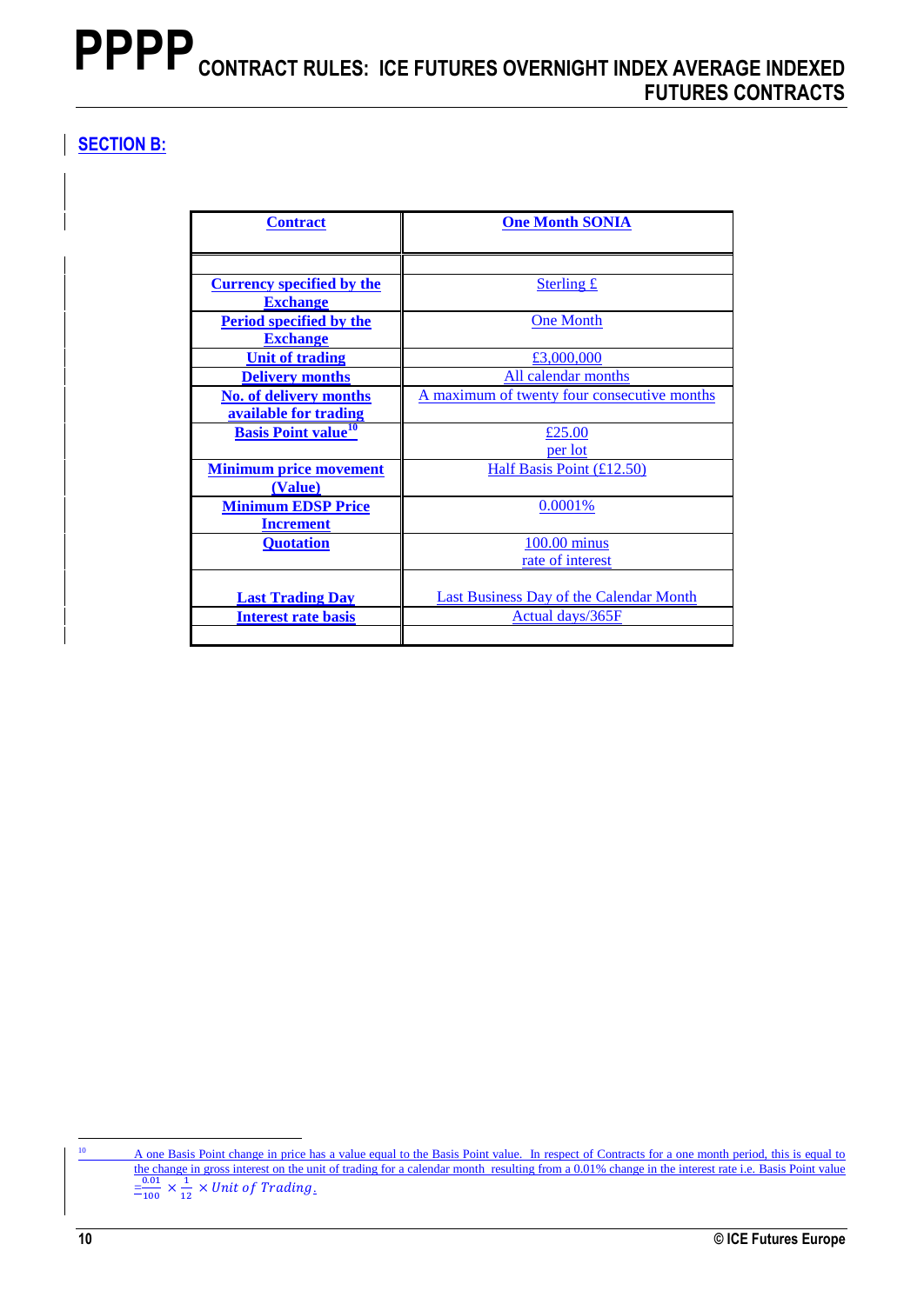## SECTION B:

| Contract | One Month SONIA |
|---|---|
| | |
| Currency specified by the Exchange | Sterling £ |
| Period specified by the Exchange | One Month |
| Unit of trading | £3,000,000 |
| Delivery months | All calendar months |
| No. of delivery months available for trading | A maximum of twenty four consecutive months |
| Basis Point value[10] | £25.00 per lot |
| Minimum price movement (Value) | Half Basis Point (£12.50) |
| Minimum EDSP Price Increment | 0.0001% |
| Quotation | 100.00 minus rate of interest |
| Last Trading Day | Last Business Day of the Calendar Month |
| Interest rate basis | Actual days/365F |
| | |

[10] A one Basis Point change in price has a value equal to the Basis Point value. In respect of Contracts for a one month period, this is equal to the change in gross interest on the unit of trading for a calendar month resulting from a 0.01% change in the interest rate i.e. Basis Point value $= \frac{0.01}{100} \times \frac{1}{12} \times Unit\ of\ Trading$.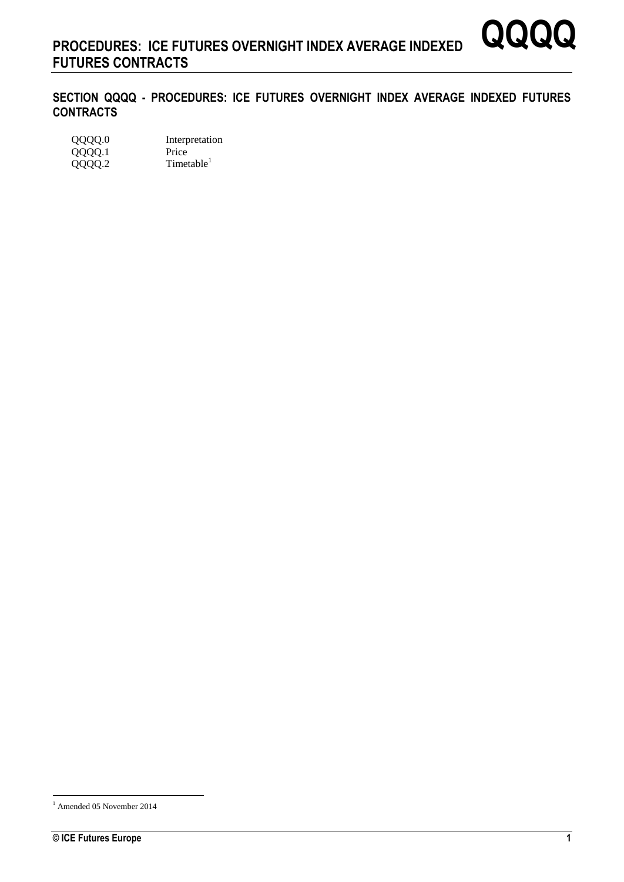## SECTION QQQQ - PROCEDURES: ICE FUTURES OVERNIGHT INDEX AVERAGE INDEXED FUTURES CONTRACTS

| | |
|---|---|
| QQQQ.0 | Interpretation |
| QQQQ.1 | Price |
| QQQQ.2 | Timetable[1] |

[1] Amended 05 November 2014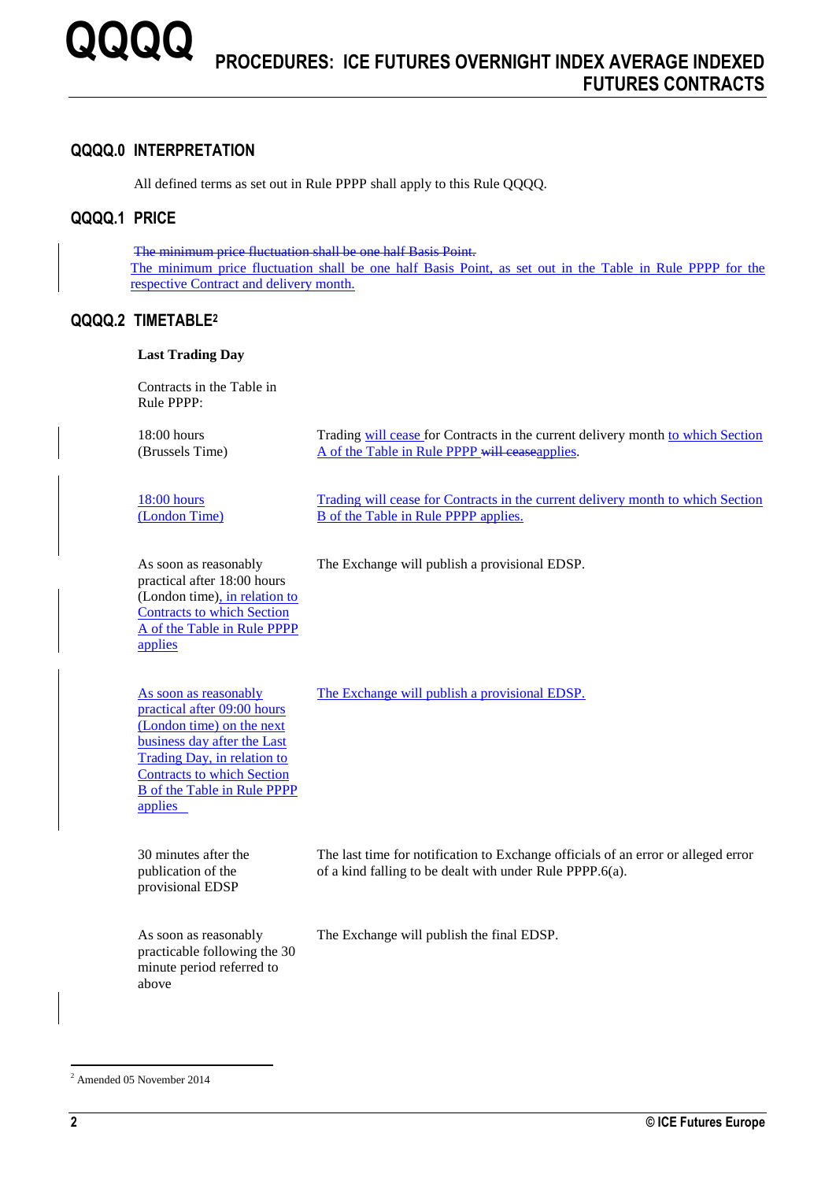# QQQQ PROCEDURES: ICE FUTURES OVERNIGHT INDEX AVERAGE INDEXED FUTURES CONTRACTS

## QQQQ.0 INTERPRETATION

All defined terms as set out in Rule PPPP shall apply to this Rule QQQQ.

## QQQQ.1 PRICE

~~The minimum price fluctuation shall be one half Basis Point.~~
The minimum price fluctuation shall be one half Basis Point, as set out in the Table in Rule PPPP for the respective Contract and delivery month.

## QQQQ.2 TIMETABLE[2]

**Last Trading Day**

Contracts in the Table in Rule PPPP:

| | |
|---|---|
| 18:00 hours (Brussels Time) | Trading will cease for Contracts in the current delivery month to which Section A of the Table in Rule PPPP ~~will cease~~applies. |
| 18:00 hours (London Time) | Trading will cease for Contracts in the current delivery month to which Section B of the Table in Rule PPPP applies. |
| As soon as reasonably practical after 18:00 hours (London time), in relation to Contracts to which Section A of the Table in Rule PPPP applies | The Exchange will publish a provisional EDSP. |
| As soon as reasonably practical after 09:00 hours (London time) on the next business day after the Last Trading Day, in relation to Contracts to which Section B of the Table in Rule PPPP applies | The Exchange will publish a provisional EDSP. |
| 30 minutes after the publication of the provisional EDSP | The last time for notification to Exchange officials of an error or alleged error of a kind falling to be dealt with under Rule PPPP.6(a). |
| As soon as reasonably practicable following the 30 minute period referred to above | The Exchange will publish the final EDSP. |

[2] Amended 05 November 2014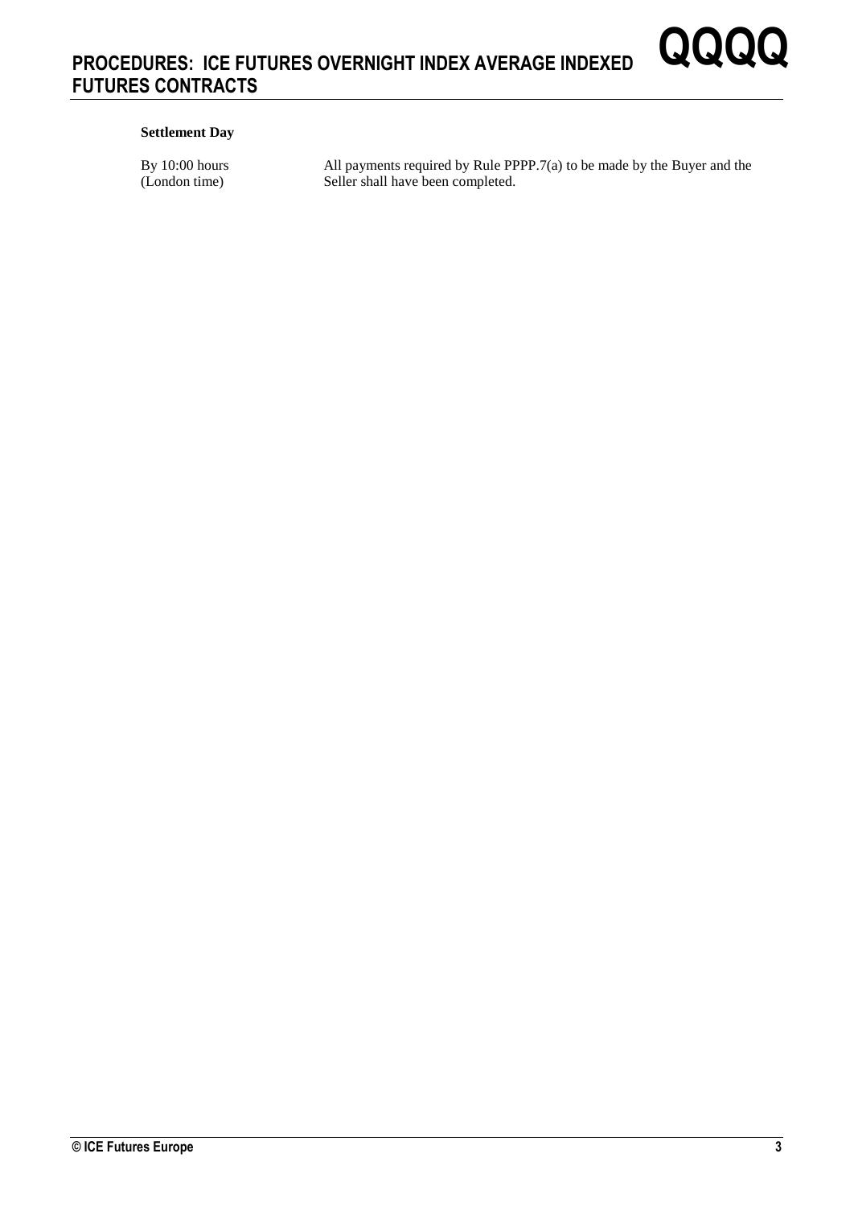**Settlement Day**

| | |
|---|---|
| By 10:00 hours (London time) | All payments required by Rule PPPP.7(a) to be made by the Buyer and the Seller shall have been completed. |